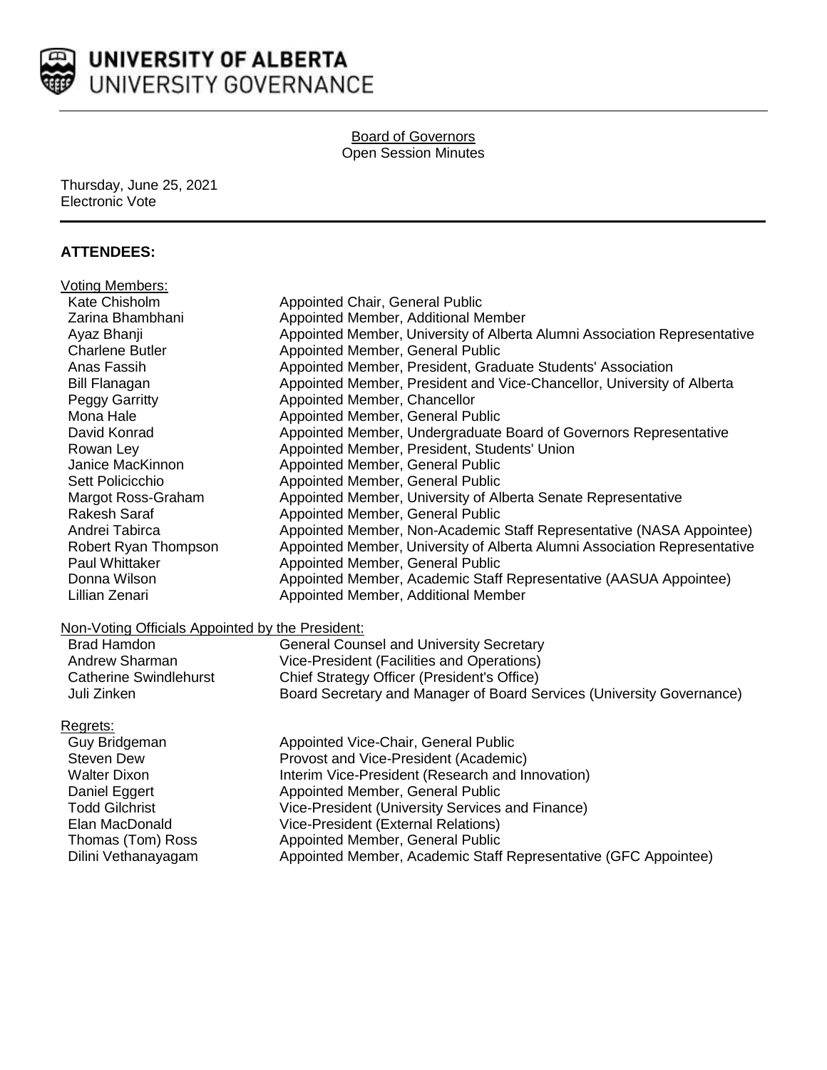**UNIVERSITY OF ALBERTA**
UNIVERSITY GOVERNANCE

Board of Governors
Open Session Minutes

Thursday, June 25, 2021
Electronic Vote

## ATTENDEES:

Voting Members:

| | |
|---|---|
| Kate Chisholm | Appointed Chair, General Public |
| Zarina Bhambhani | Appointed Member, Additional Member |
| Ayaz Bhanji | Appointed Member, University of Alberta Alumni Association Representative |
| Charlene Butler | Appointed Member, General Public |
| Anas Fassih | Appointed Member, President, Graduate Students' Association |
| Bill Flanagan | Appointed Member, President and Vice-Chancellor, University of Alberta |
| Peggy Garritty | Appointed Member, Chancellor |
| Mona Hale | Appointed Member, General Public |
| David Konrad | Appointed Member, Undergraduate Board of Governors Representative |
| Rowan Ley | Appointed Member, President, Students' Union |
| Janice MacKinnon | Appointed Member, General Public |
| Sett Policicchio | Appointed Member, General Public |
| Margot Ross-Graham | Appointed Member, University of Alberta Senate Representative |
| Rakesh Saraf | Appointed Member, General Public |
| Andrei Tabirca | Appointed Member, Non-Academic Staff Representative (NASA Appointee) |
| Robert Ryan Thompson | Appointed Member, University of Alberta Alumni Association Representative |
| Paul Whittaker | Appointed Member, General Public |
| Donna Wilson | Appointed Member, Academic Staff Representative (AASUA Appointee) |
| Lillian Zenari | Appointed Member, Additional Member |

Non-Voting Officials Appointed by the President:

| | |
|---|---|
| Brad Hamdon | General Counsel and University Secretary |
| Andrew Sharman | Vice-President (Facilities and Operations) |
| Catherine Swindlehurst | Chief Strategy Officer (President's Office) |
| Juli Zinken | Board Secretary and Manager of Board Services (University Governance) |

Regrets:

| | |
|---|---|
| Guy Bridgeman | Appointed Vice-Chair, General Public |
| Steven Dew | Provost and Vice-President (Academic) |
| Walter Dixon | Interim Vice-President (Research and Innovation) |
| Daniel Eggert | Appointed Member, General Public |
| Todd Gilchrist | Vice-President (University Services and Finance) |
| Elan MacDonald | Vice-President (External Relations) |
| Thomas (Tom) Ross | Appointed Member, General Public |
| Dilini Vethanayagam | Appointed Member, Academic Staff Representative (GFC Appointee) |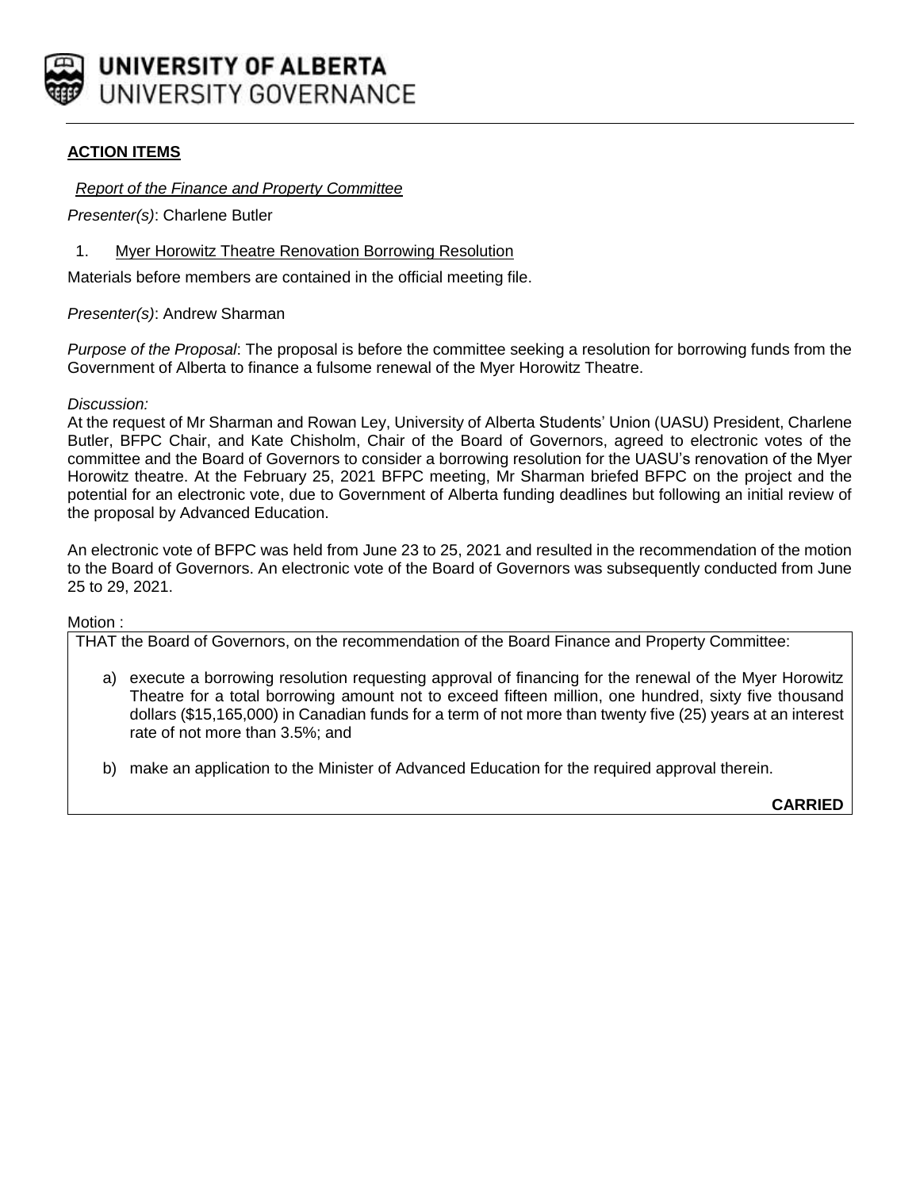**UNIVERSITY OF ALBERTA**
UNIVERSITY GOVERNANCE

---

**ACTION ITEMS**

*Report of the Finance and Property Committee*

*Presenter(s)*: Charlene Butler

1. Myer Horowitz Theatre Renovation Borrowing Resolution

Materials before members are contained in the official meeting file.

*Presenter(s)*: Andrew Sharman

*Purpose of the Proposal*: The proposal is before the committee seeking a resolution for borrowing funds from the Government of Alberta to finance a fulsome renewal of the Myer Horowitz Theatre.

*Discussion:*
At the request of Mr Sharman and Rowan Ley, University of Alberta Students' Union (UASU) President, Charlene Butler, BFPC Chair, and Kate Chisholm, Chair of the Board of Governors, agreed to electronic votes of the committee and the Board of Governors to consider a borrowing resolution for the UASU's renovation of the Myer Horowitz theatre. At the February 25, 2021 BFPC meeting, Mr Sharman briefed BFPC on the project and the potential for an electronic vote, due to Government of Alberta funding deadlines but following an initial review of the proposal by Advanced Education.

An electronic vote of BFPC was held from June 23 to 25, 2021 and resulted in the recommendation of the motion to the Board of Governors. An electronic vote of the Board of Governors was subsequently conducted from June 25 to 29, 2021.

Motion :

THAT the Board of Governors, on the recommendation of the Board Finance and Property Committee:

a) execute a borrowing resolution requesting approval of financing for the renewal of the Myer Horowitz Theatre for a total borrowing amount not to exceed fifteen million, one hundred, sixty five thousand dollars ($15,165,000) in Canadian funds for a term of not more than twenty five (25) years at an interest rate of not more than 3.5%; and

b) make an application to the Minister of Advanced Education for the required approval therein.

**CARRIED**